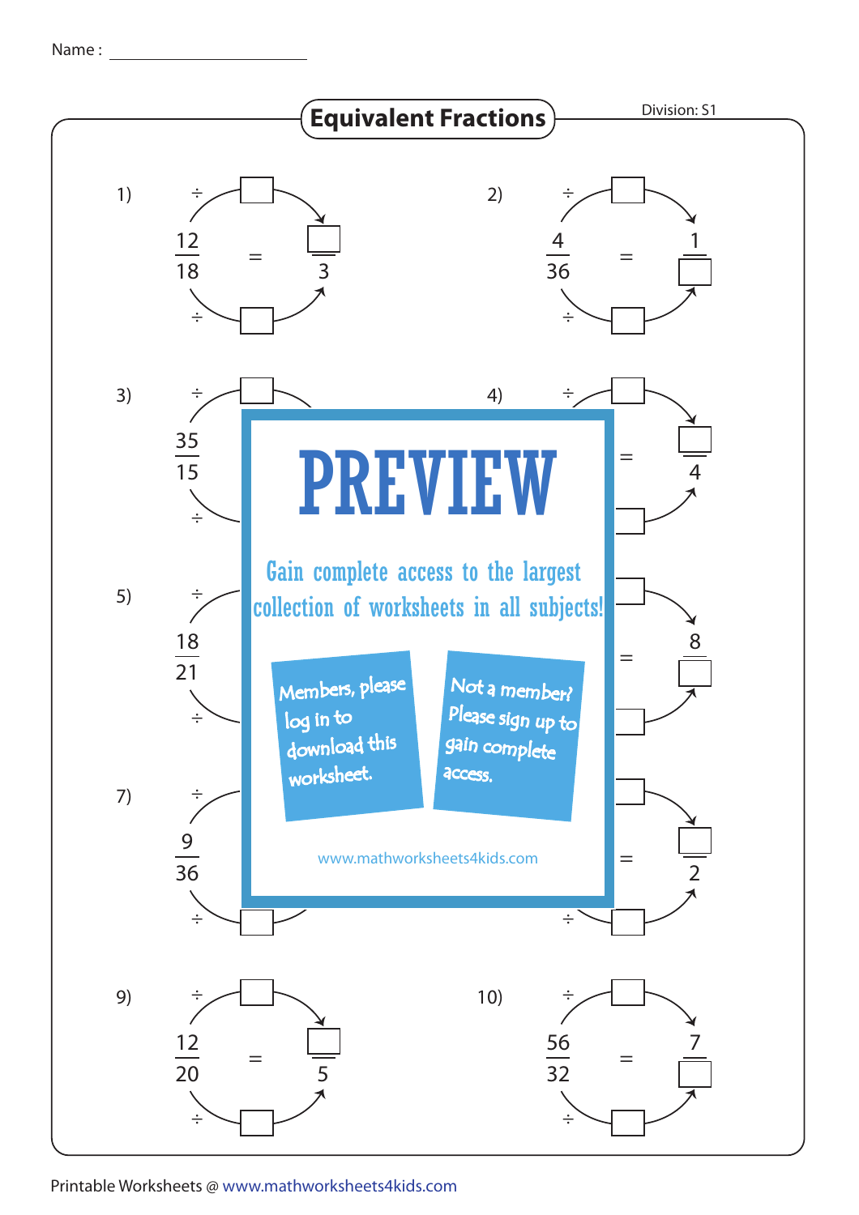Name : ____________________

# Equivalent Fractions

Division: S1

1) $\frac{12}{18} = \frac{\square}{3}$ (÷ $\square$ above, ÷ $\square$ below)

2) $\frac{4}{36} = \frac{1}{\square}$ (÷ $\square$ above, ÷ $\square$ below)

3) $\frac{35}{15}$ (÷ $\square$ above, ÷ below)

4) $= \frac{\square}{4}$ (÷ $\square$ above)

5) $\frac{18}{21}$ (÷ above, ÷ below)

6) $= \frac{8}{\square}$

7) $\frac{9}{36}$ (÷ above, ÷ $\square$ below)

8) $= \frac{\square}{2}$ (÷ $\square$ below)

**PREVIEW**

Gain complete access to the largest collection of worksheets in all subjects!

Members, please log in to download this worksheet.

Not a member? Please sign up to gain complete access.

www.mathworksheets4kids.com

9) $\frac{12}{20} = \frac{\square}{5}$ (÷ $\square$ above, ÷ $\square$ below)

10) $\frac{56}{32} = \frac{7}{\square}$ (÷ $\square$ above, ÷ $\square$ below)

Printable Worksheets @ www.mathworksheets4kids.com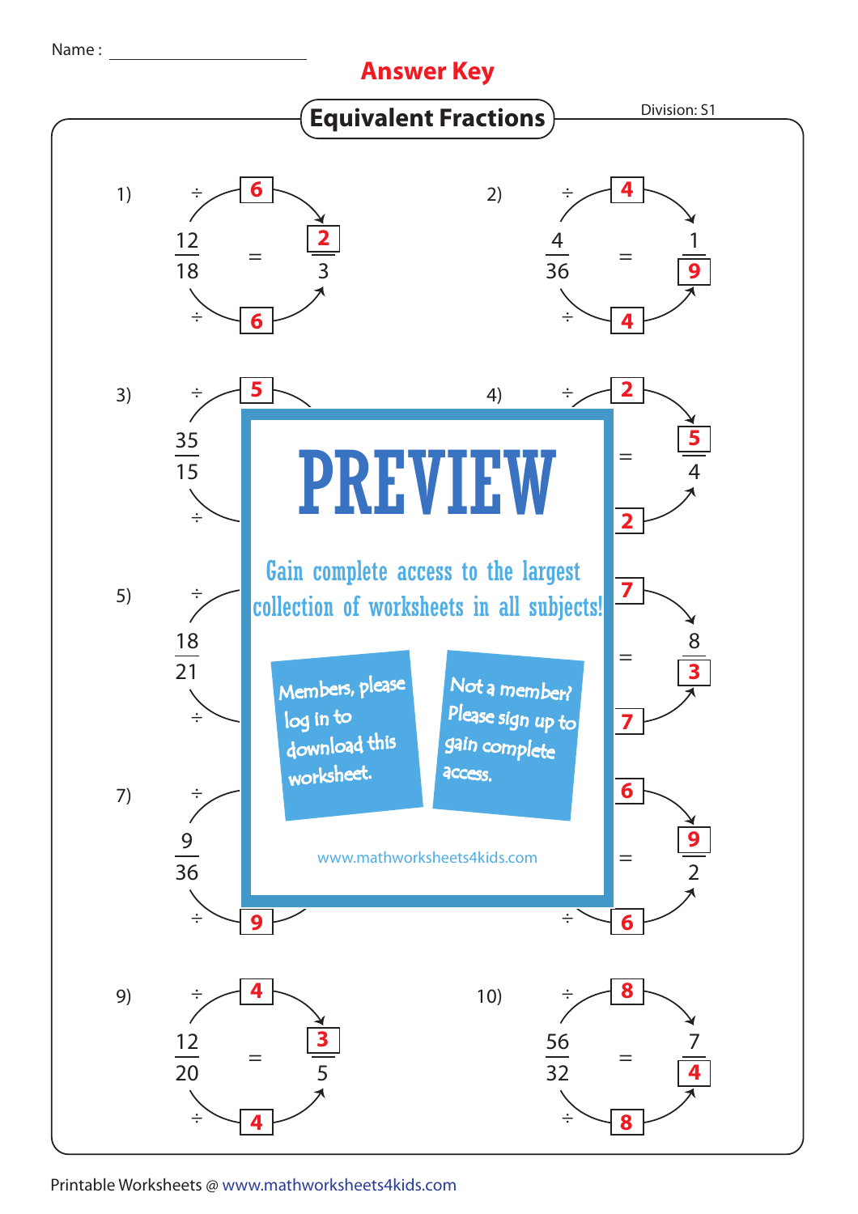Name : ____________________

**Answer Key**

# Equivalent Fractions

Division: S1

1) $\frac{12}{18} = \frac{2}{3}$ (÷ 6, ÷ 6)

2) $\frac{4}{36} = \frac{1}{9}$ (÷ 4, ÷ 4)

3) $\frac{35}{15}$ (÷ 5, ÷)

4) $= \frac{5}{4}$ (÷ 2, ÷ 2)

5) $\frac{18}{21}$ (÷, ÷)

6) $= \frac{8}{3}$ (÷ 7, ÷ 7)

7) $\frac{9}{36}$ (÷, ÷ 9)

8) $= \frac{9}{2}$ (÷ 6, ÷ 6)

9) $\frac{12}{20} = \frac{3}{5}$ (÷ 4, ÷ 4)

10) $\frac{56}{32} = \frac{7}{4}$ (÷ 8, ÷ 8)

PREVIEW

Gain complete access to the largest collection of worksheets in all subjects!

Members, please log in to download this worksheet.

Not a member? Please sign up to gain complete access.

www.mathworksheets4kids.com

Printable Worksheets @ www.mathworksheets4kids.com